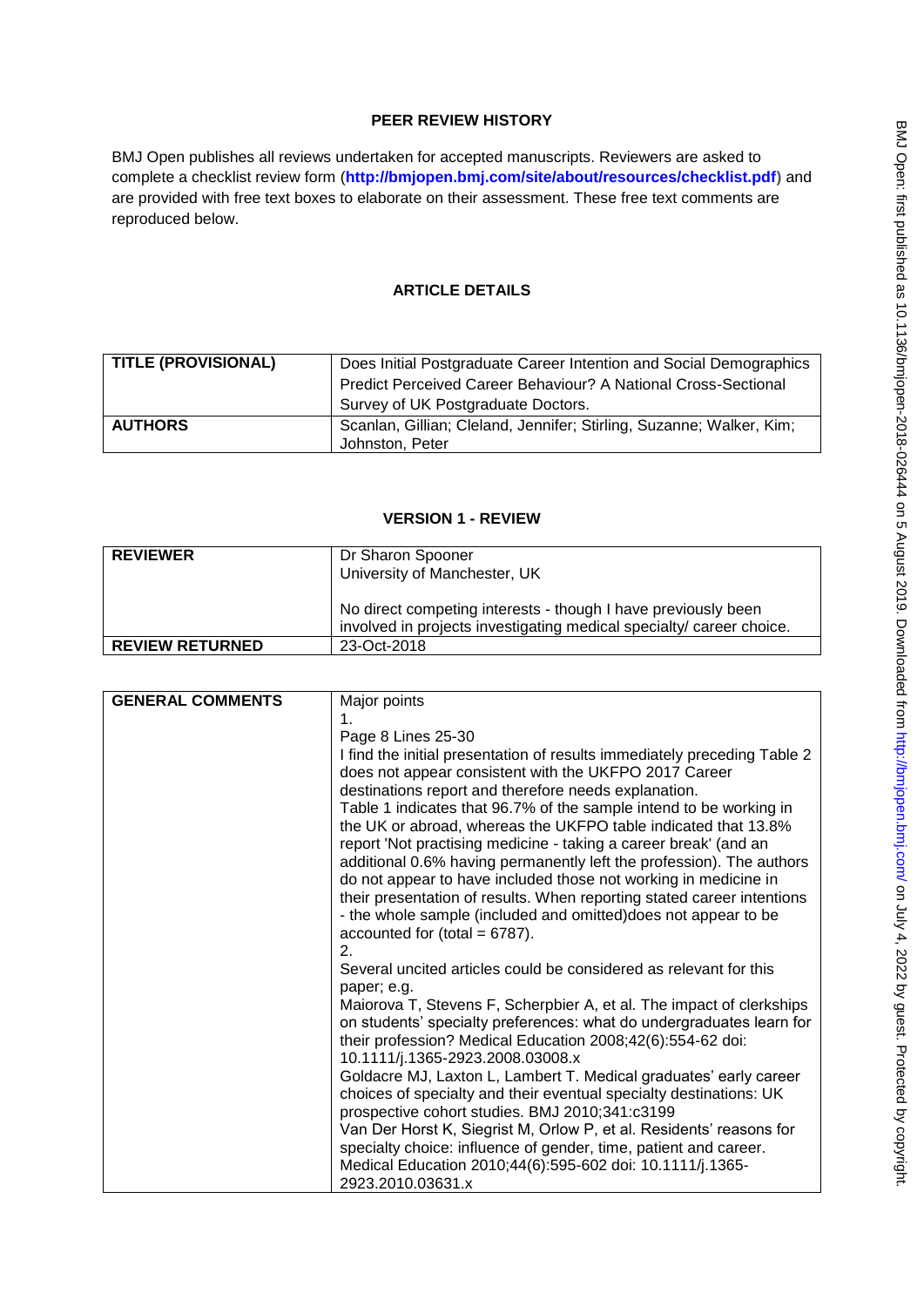## PEER REVIEW HISTORY

BMJ Open publishes all reviews undertaken for accepted manuscripts. Reviewers are asked to complete a checklist review form (**http://bmjopen.bmj.com/site/about/resources/checklist.pdf**) and are provided with free text boxes to elaborate on their assessment. These free text comments are reproduced below.

## ARTICLE DETAILS

| | |
|---|---|
| **TITLE (PROVISIONAL)** | Does Initial Postgraduate Career Intention and Social Demographics Predict Perceived Career Behaviour? A National Cross-Sectional Survey of UK Postgraduate Doctors. |
| **AUTHORS** | Scanlan, Gillian; Cleland, Jennifer; Stirling, Suzanne; Walker, Kim; Johnston, Peter |

## VERSION 1 - REVIEW

| | |
|---|---|
| **REVIEWER** | Dr Sharon Spooner<br>University of Manchester, UK<br><br>No direct competing interests - though I have previously been involved in projects investigating medical specialty/ career choice. |
| **REVIEW RETURNED** | 23-Oct-2018 |

| | |
|---|---|
| **GENERAL COMMENTS** | Major points<br>1.<br>Page 8 Lines 25-30<br>I find the initial presentation of results immediately preceding Table 2 does not appear consistent with the UKFPO 2017 Career destinations report and therefore needs explanation.<br>Table 1 indicates that 96.7% of the sample intend to be working in the UK or abroad, whereas the UKFPO table indicated that 13.8% report 'Not practising medicine - taking a career break' (and an additional 0.6% having permanently left the profession). The authors do not appear to have included those not working in medicine in their presentation of results. When reporting stated career intentions - the whole sample (included and omitted)does not appear to be accounted for (total = 6787).<br>2.<br>Several uncited articles could be considered as relevant for this paper; e.g.<br>Maiorova T, Stevens F, Scherpbier A, et al. The impact of clerkships on students' specialty preferences: what do undergraduates learn for their profession? Medical Education 2008;42(6):554-62 doi: 10.1111/j.1365-2923.2008.03008.x<br>Goldacre MJ, Laxton L, Lambert T. Medical graduates' early career choices of specialty and their eventual specialty destinations: UK prospective cohort studies. BMJ 2010;341:c3199<br>Van Der Horst K, Siegrist M, Orlow P, et al. Residents' reasons for specialty choice: influence of gender, time, patient and career. Medical Education 2010;44(6):595-602 doi: 10.1111/j.1365-2923.2010.03631.x |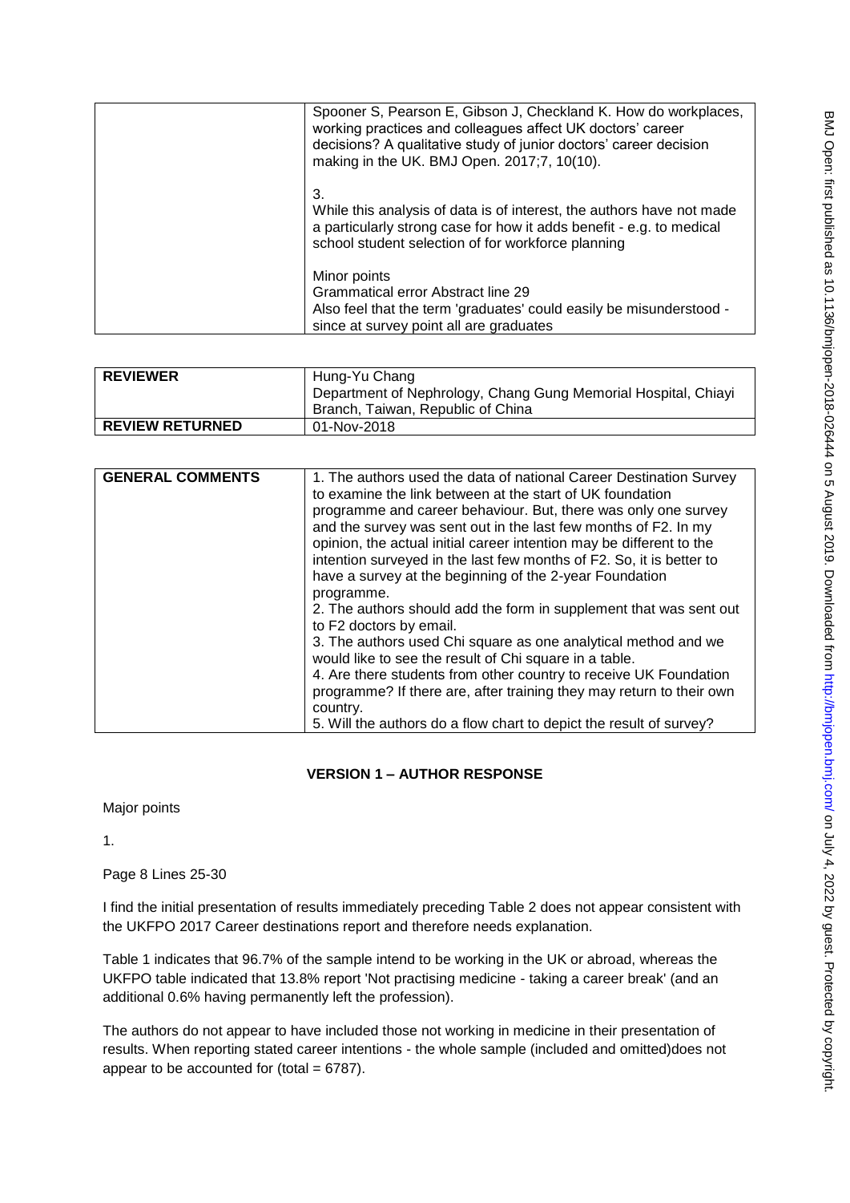| | |
|---|---|
| | Spooner S, Pearson E, Gibson J, Checkland K. How do workplaces, working practices and colleagues affect UK doctors' career decisions? A qualitative study of junior doctors' career decision making in the UK. BMJ Open. 2017;7, 10(10).<br><br>3.<br>While this analysis of data is of interest, the authors have not made a particularly strong case for how it adds benefit - e.g. to medical school student selection of for workforce planning<br><br>Minor points<br>Grammatical error Abstract line 29<br>Also feel that the term 'graduates' could easily be misunderstood - since at survey point all are graduates |

| | |
|---|---|
| **REVIEWER** | Hung-Yu Chang<br>Department of Nephrology, Chang Gung Memorial Hospital, Chiayi Branch, Taiwan, Republic of China |
| **REVIEW RETURNED** | 01-Nov-2018 |

| | |
|---|---|
| **GENERAL COMMENTS** | 1. The authors used the data of national Career Destination Survey to examine the link between at the start of UK foundation programme and career behaviour. But, there was only one survey and the survey was sent out in the last few months of F2. In my opinion, the actual initial career intention may be different to the intention surveyed in the last few months of F2. So, it is better to have a survey at the beginning of the 2-year Foundation programme.<br>2. The authors should add the form in supplement that was sent out to F2 doctors by email.<br>3. The authors used Chi square as one analytical method and we would like to see the result of Chi square in a table.<br>4. Are there students from other country to receive UK Foundation programme? If there are, after training they may return to their own country.<br>5. Will the authors do a flow chart to depict the result of survey? |

## VERSION 1 – AUTHOR RESPONSE

Major points

1.

Page 8 Lines 25-30

I find the initial presentation of results immediately preceding Table 2 does not appear consistent with the UKFPO 2017 Career destinations report and therefore needs explanation.

Table 1 indicates that 96.7% of the sample intend to be working in the UK or abroad, whereas the UKFPO table indicated that 13.8% report 'Not practising medicine - taking a career break' (and an additional 0.6% having permanently left the profession).

The authors do not appear to have included those not working in medicine in their presentation of results. When reporting stated career intentions - the whole sample (included and omitted)does not appear to be accounted for (total = 6787).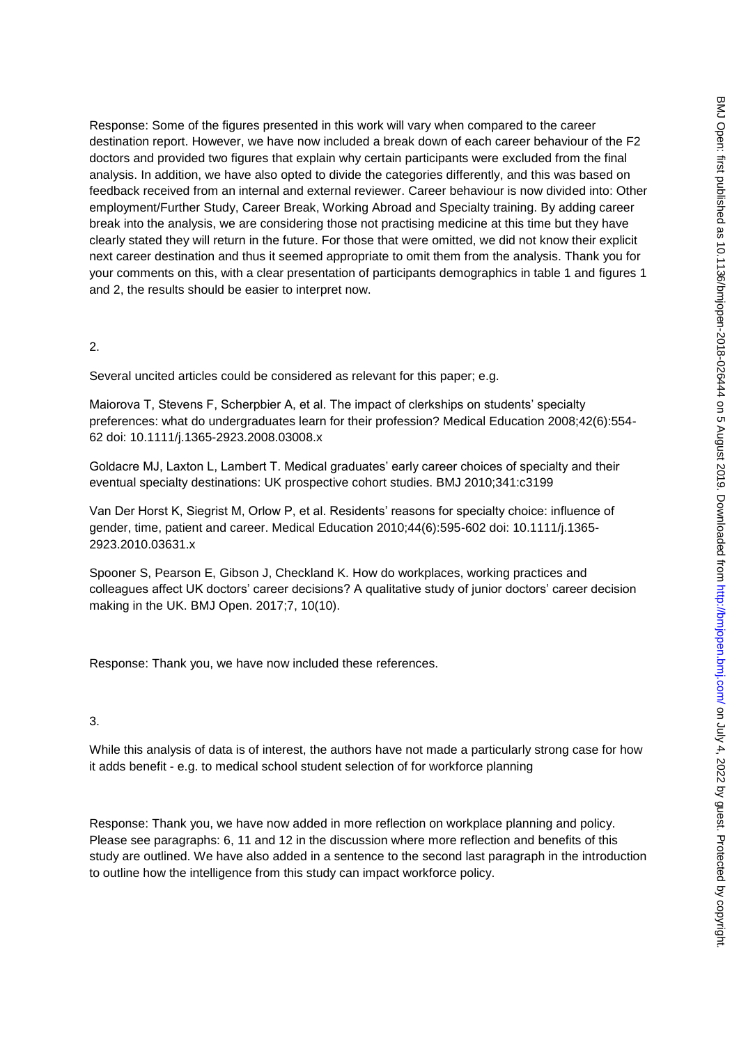Response: Some of the figures presented in this work will vary when compared to the career destination report. However, we have now included a break down of each career behaviour of the F2 doctors and provided two figures that explain why certain participants were excluded from the final analysis. In addition, we have also opted to divide the categories differently, and this was based on feedback received from an internal and external reviewer. Career behaviour is now divided into: Other employment/Further Study, Career Break, Working Abroad and Specialty training. By adding career break into the analysis, we are considering those not practising medicine at this time but they have clearly stated they will return in the future. For those that were omitted, we did not know their explicit next career destination and thus it seemed appropriate to omit them from the analysis. Thank you for your comments on this, with a clear presentation of participants demographics in table 1 and figures 1 and 2, the results should be easier to interpret now.

2.

Several uncited articles could be considered as relevant for this paper; e.g.

Maiorova T, Stevens F, Scherpbier A, et al. The impact of clerkships on students' specialty preferences: what do undergraduates learn for their profession? Medical Education 2008;42(6):554-62 doi: 10.1111/j.1365-2923.2008.03008.x

Goldacre MJ, Laxton L, Lambert T. Medical graduates' early career choices of specialty and their eventual specialty destinations: UK prospective cohort studies. BMJ 2010;341:c3199

Van Der Horst K, Siegrist M, Orlow P, et al. Residents' reasons for specialty choice: influence of gender, time, patient and career. Medical Education 2010;44(6):595-602 doi: 10.1111/j.1365-2923.2010.03631.x

Spooner S, Pearson E, Gibson J, Checkland K. How do workplaces, working practices and colleagues affect UK doctors' career decisions? A qualitative study of junior doctors' career decision making in the UK. BMJ Open. 2017;7, 10(10).

Response: Thank you, we have now included these references.

3.

While this analysis of data is of interest, the authors have not made a particularly strong case for how it adds benefit - e.g. to medical school student selection of for workforce planning

Response: Thank you, we have now added in more reflection on workplace planning and policy. Please see paragraphs: 6, 11 and 12 in the discussion where more reflection and benefits of this study are outlined. We have also added in a sentence to the second last paragraph in the introduction to outline how the intelligence from this study can impact workforce policy.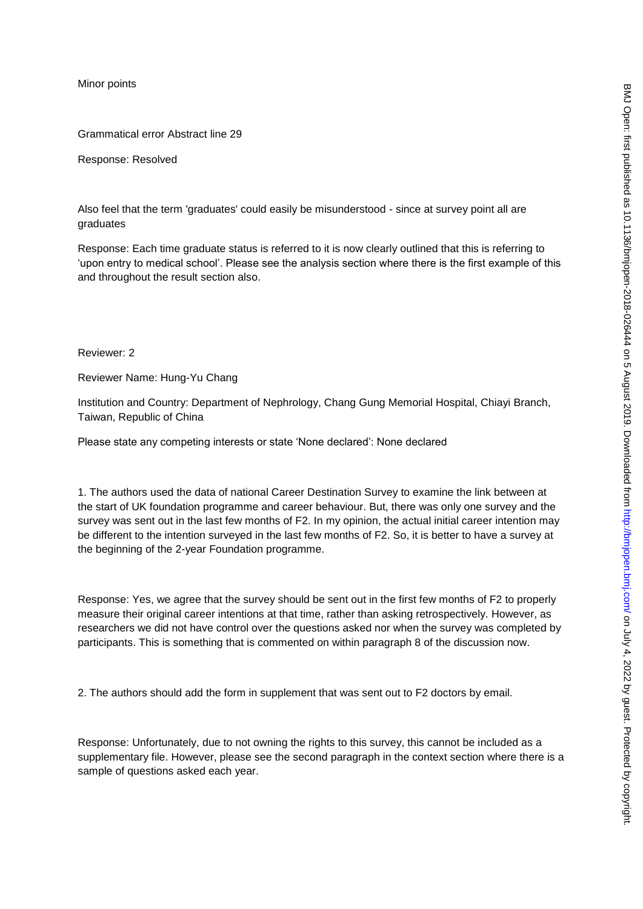Minor points

Grammatical error Abstract line 29

Response: Resolved

Also feel that the term 'graduates' could easily be misunderstood - since at survey point all are graduates

Response: Each time graduate status is referred to it is now clearly outlined that this is referring to 'upon entry to medical school'. Please see the analysis section where there is the first example of this and throughout the result section also.

Reviewer: 2

Reviewer Name: Hung-Yu Chang

Institution and Country: Department of Nephrology, Chang Gung Memorial Hospital, Chiayi Branch, Taiwan, Republic of China

Please state any competing interests or state 'None declared': None declared

1. The authors used the data of national Career Destination Survey to examine the link between at the start of UK foundation programme and career behaviour. But, there was only one survey and the survey was sent out in the last few months of F2. In my opinion, the actual initial career intention may be different to the intention surveyed in the last few months of F2. So, it is better to have a survey at the beginning of the 2-year Foundation programme.

Response: Yes, we agree that the survey should be sent out in the first few months of F2 to properly measure their original career intentions at that time, rather than asking retrospectively. However, as researchers we did not have control over the questions asked nor when the survey was completed by participants. This is something that is commented on within paragraph 8 of the discussion now.

2. The authors should add the form in supplement that was sent out to F2 doctors by email.

Response: Unfortunately, due to not owning the rights to this survey, this cannot be included as a supplementary file. However, please see the second paragraph in the context section where there is a sample of questions asked each year.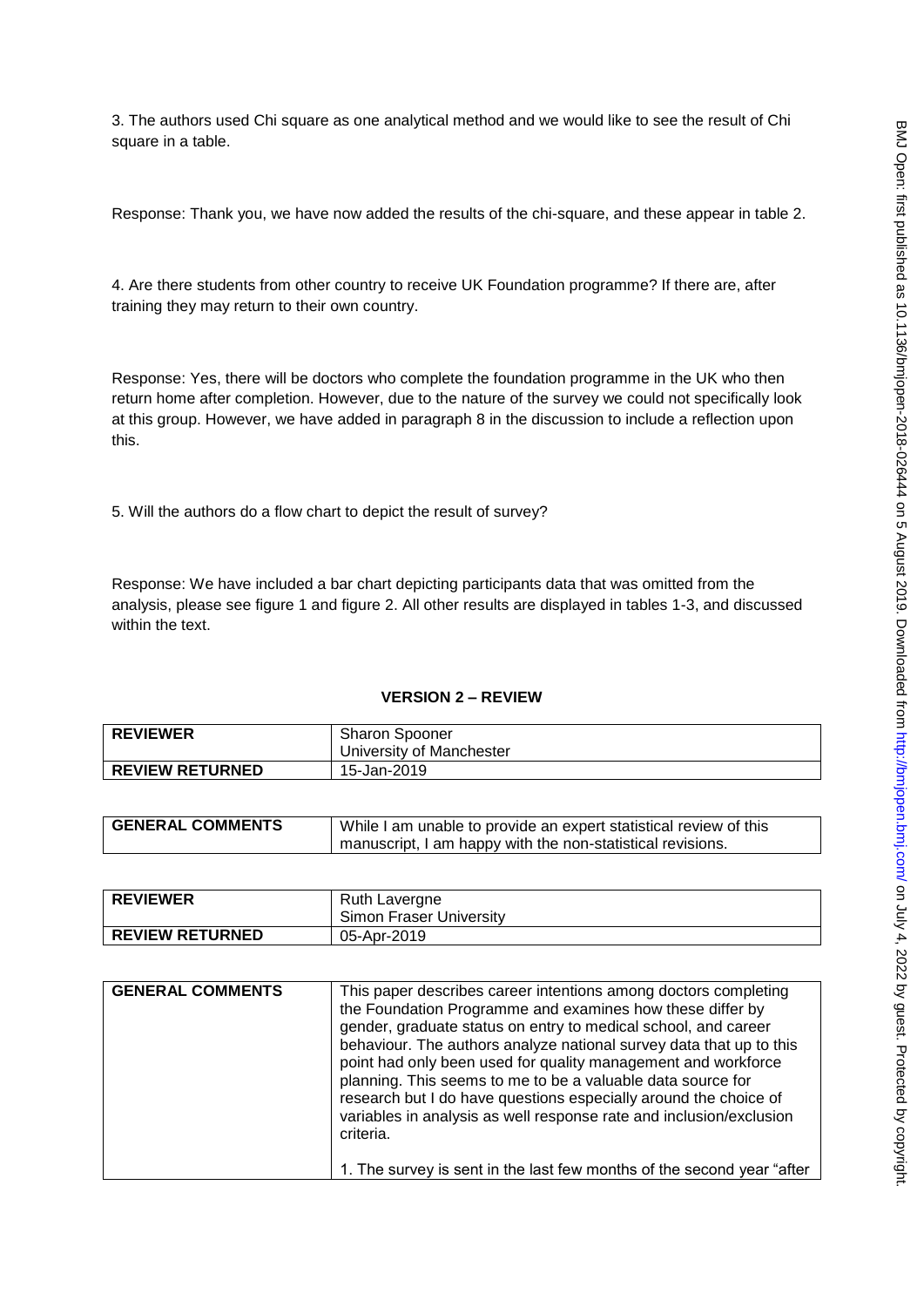3. The authors used Chi square as one analytical method and we would like to see the result of Chi square in a table.

Response: Thank you, we have now added the results of the chi-square, and these appear in table 2.

4. Are there students from other country to receive UK Foundation programme? If there are, after training they may return to their own country.

Response: Yes, there will be doctors who complete the foundation programme in the UK who then return home after completion. However, due to the nature of the survey we could not specifically look at this group. However, we have added in paragraph 8 in the discussion to include a reflection upon this.

5. Will the authors do a flow chart to depict the result of survey?

Response: We have included a bar chart depicting participants data that was omitted from the analysis, please see figure 1 and figure 2. All other results are displayed in tables 1-3, and discussed within the text.

## VERSION 2 – REVIEW

| **REVIEWER** | Sharon Spooner<br>University of Manchester |
|---|---|
| **REVIEW RETURNED** | 15-Jan-2019 |

| **GENERAL COMMENTS** | While I am unable to provide an expert statistical review of this manuscript, I am happy with the non-statistical revisions. |
|---|---|

| **REVIEWER** | Ruth Lavergne<br>Simon Fraser University |
|---|---|
| **REVIEW RETURNED** | 05-Apr-2019 |

| **GENERAL COMMENTS** | This paper describes career intentions among doctors completing the Foundation Programme and examines how these differ by gender, graduate status on entry to medical school, and career behaviour. The authors analyze national survey data that up to this point had only been used for quality management and workforce planning. This seems to me to be a valuable data source for research but I do have questions especially around the choice of variables in analysis as well response rate and inclusion/exclusion criteria.<br><br>1. The survey is sent in the last few months of the second year "after |
|---|---|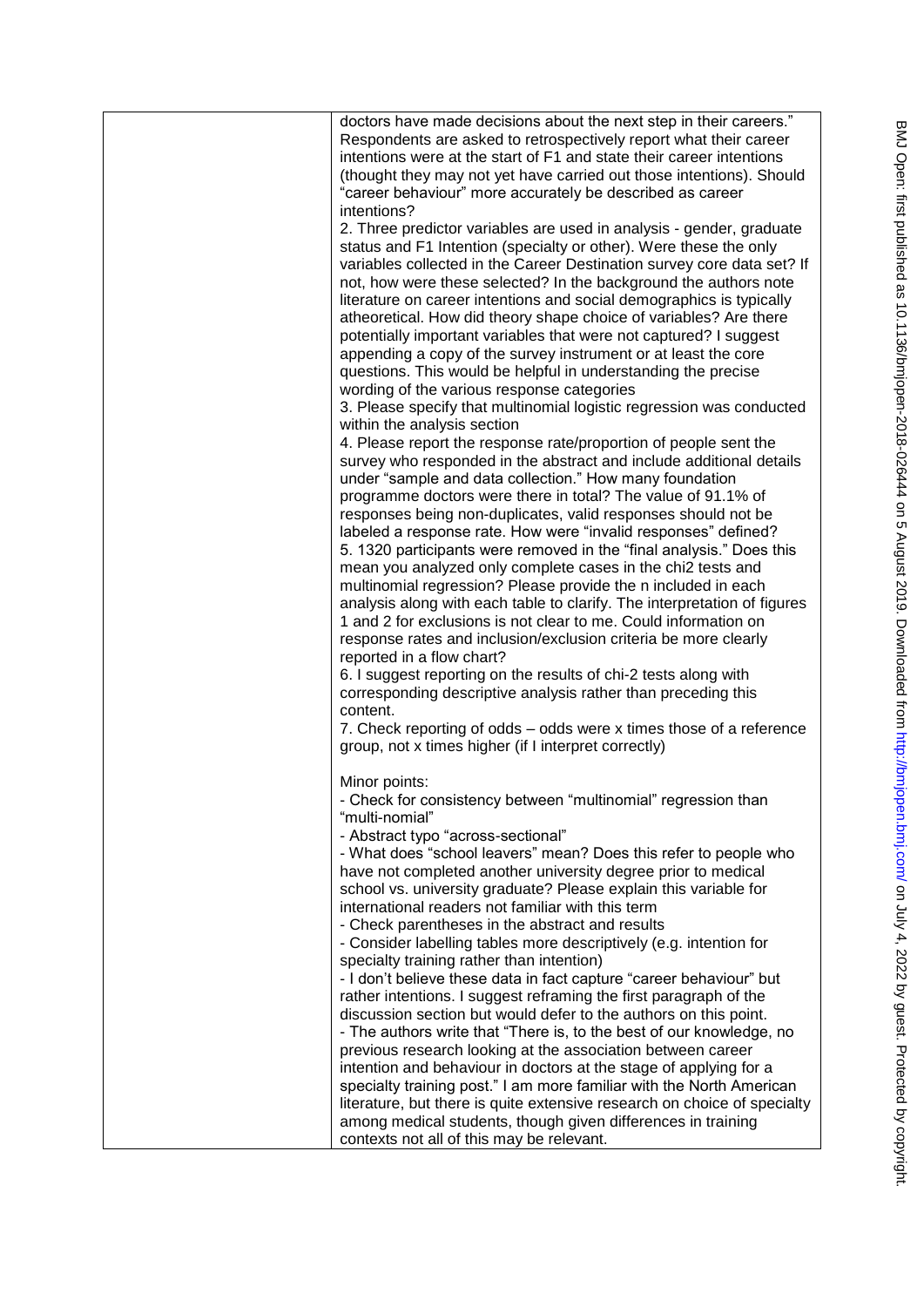doctors have made decisions about the next step in their careers." Respondents are asked to retrospectively report what their career intentions were at the start of F1 and state their career intentions (thought they may not yet have carried out those intentions). Should "career behaviour" more accurately be described as career intentions?

2. Three predictor variables are used in analysis - gender, graduate status and F1 Intention (specialty or other). Were these the only variables collected in the Career Destination survey core data set? If not, how were these selected? In the background the authors note literature on career intentions and social demographics is typically atheoretical. How did theory shape choice of variables? Are there potentially important variables that were not captured? I suggest appending a copy of the survey instrument or at least the core questions. This would be helpful in understanding the precise wording of the various response categories

3. Please specify that multinomial logistic regression was conducted within the analysis section

4. Please report the response rate/proportion of people sent the survey who responded in the abstract and include additional details under "sample and data collection." How many foundation programme doctors were there in total? The value of 91.1% of responses being non-duplicates, valid responses should not be labeled a response rate. How were "invalid responses" defined?

5. 1320 participants were removed in the "final analysis." Does this mean you analyzed only complete cases in the chi2 tests and multinomial regression? Please provide the n included in each analysis along with each table to clarify. The interpretation of figures 1 and 2 for exclusions is not clear to me. Could information on response rates and inclusion/exclusion criteria be more clearly reported in a flow chart?

6. I suggest reporting on the results of chi-2 tests along with corresponding descriptive analysis rather than preceding this content.

7. Check reporting of odds – odds were x times those of a reference group, not x times higher (if I interpret correctly)

Minor points:

- Check for consistency between "multinomial" regression than "multi-nomial"
- Abstract typo "across-sectional"
- What does "school leavers" mean? Does this refer to people who have not completed another university degree prior to medical school vs. university graduate? Please explain this variable for international readers not familiar with this term
- Check parentheses in the abstract and results
- Consider labelling tables more descriptively (e.g. intention for specialty training rather than intention)
- I don't believe these data in fact capture "career behaviour" but rather intentions. I suggest reframing the first paragraph of the discussion section but would defer to the authors on this point.
- The authors write that "There is, to the best of our knowledge, no previous research looking at the association between career intention and behaviour in doctors at the stage of applying for a specialty training post." I am more familiar with the North American literature, but there is quite extensive research on choice of specialty among medical students, though given differences in training contexts not all of this may be relevant.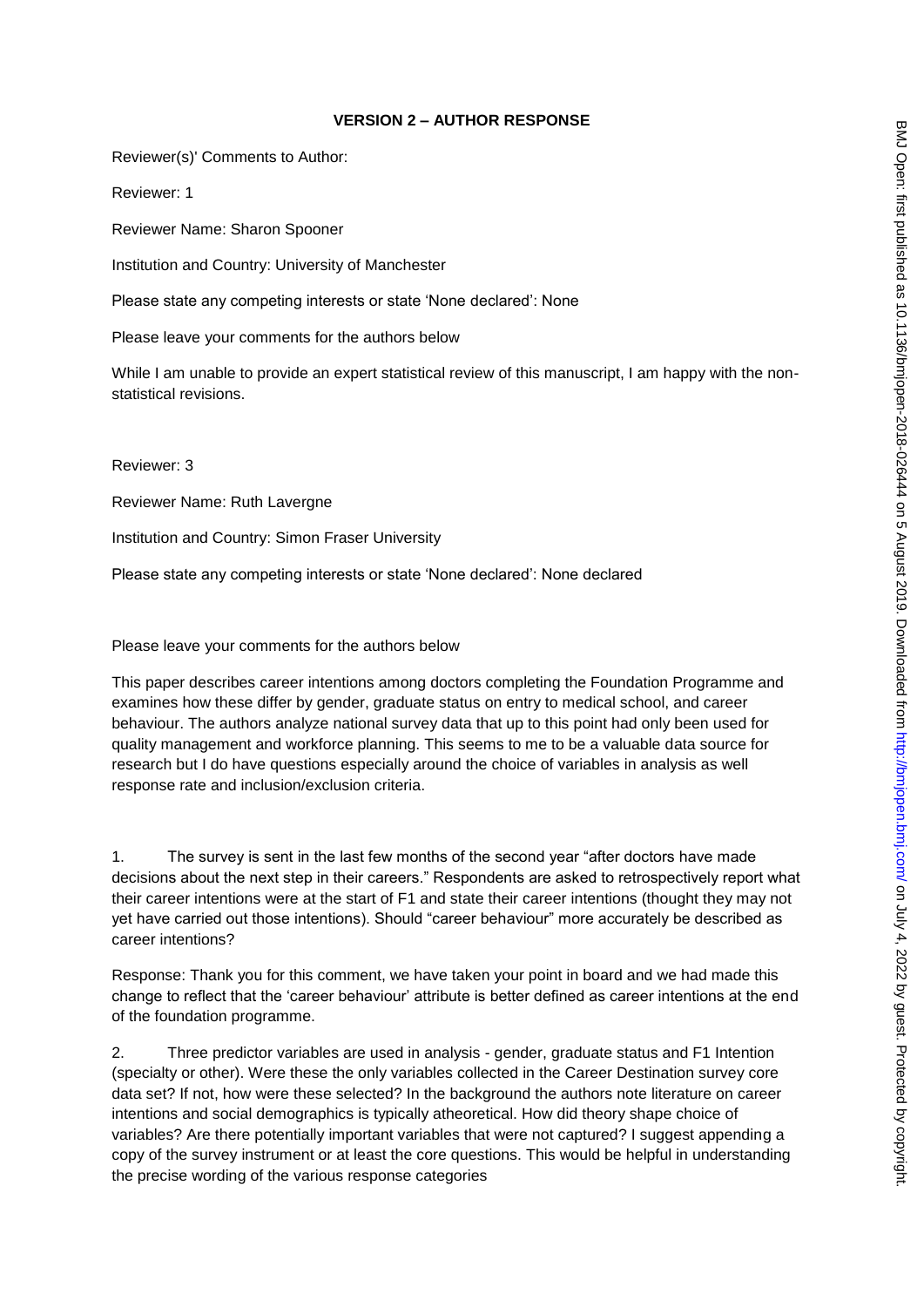## VERSION 2 – AUTHOR RESPONSE

Reviewer(s)' Comments to Author:

Reviewer: 1

Reviewer Name: Sharon Spooner

Institution and Country: University of Manchester

Please state any competing interests or state 'None declared': None

Please leave your comments for the authors below

While I am unable to provide an expert statistical review of this manuscript, I am happy with the non-statistical revisions.

Reviewer: 3

Reviewer Name: Ruth Lavergne

Institution and Country: Simon Fraser University

Please state any competing interests or state 'None declared': None declared

Please leave your comments for the authors below

This paper describes career intentions among doctors completing the Foundation Programme and examines how these differ by gender, graduate status on entry to medical school, and career behaviour. The authors analyze national survey data that up to this point had only been used for quality management and workforce planning. This seems to me to be a valuable data source for research but I do have questions especially around the choice of variables in analysis as well response rate and inclusion/exclusion criteria.

1. The survey is sent in the last few months of the second year "after doctors have made decisions about the next step in their careers." Respondents are asked to retrospectively report what their career intentions were at the start of F1 and state their career intentions (thought they may not yet have carried out those intentions). Should "career behaviour" more accurately be described as career intentions?

Response: Thank you for this comment, we have taken your point in board and we had made this change to reflect that the 'career behaviour' attribute is better defined as career intentions at the end of the foundation programme.

2. Three predictor variables are used in analysis - gender, graduate status and F1 Intention (specialty or other). Were these the only variables collected in the Career Destination survey core data set? If not, how were these selected? In the background the authors note literature on career intentions and social demographics is typically atheoretical. How did theory shape choice of variables? Are there potentially important variables that were not captured? I suggest appending a copy of the survey instrument or at least the core questions. This would be helpful in understanding the precise wording of the various response categories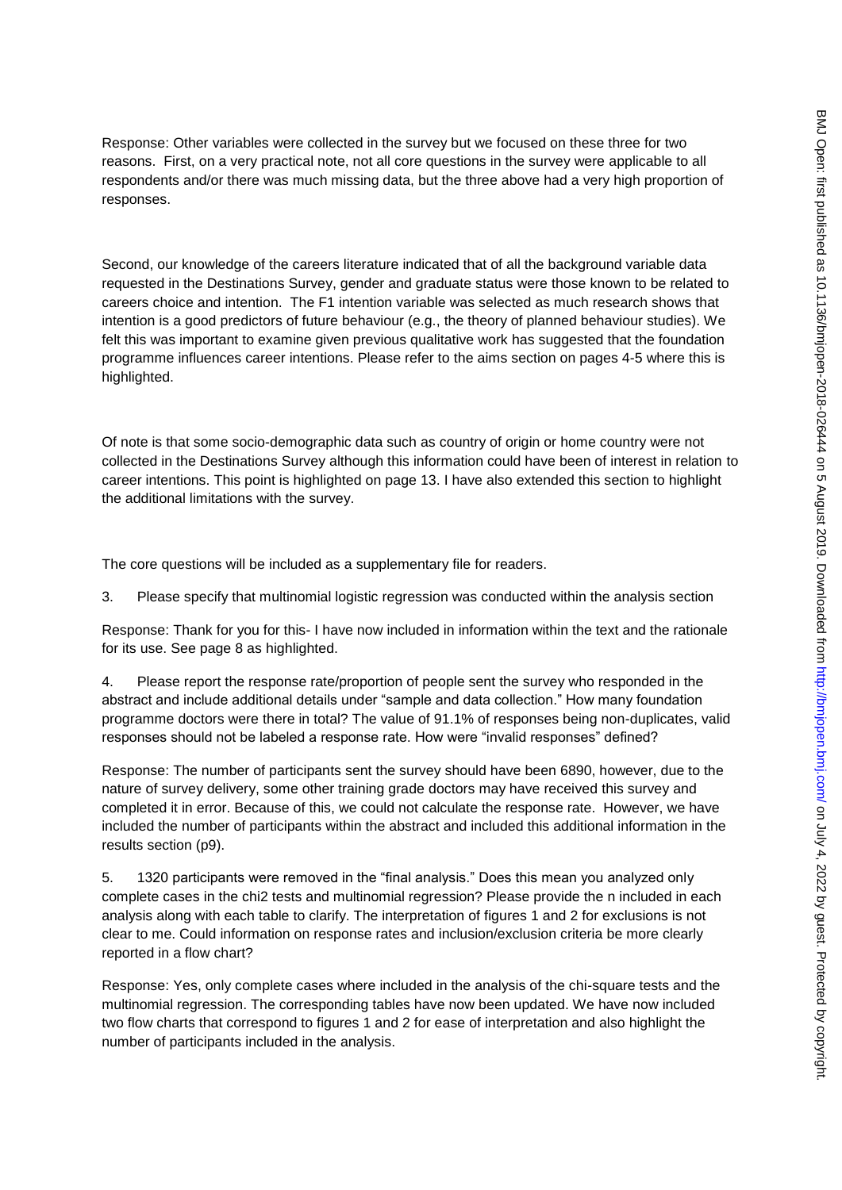Response: Other variables were collected in the survey but we focused on these three for two reasons. First, on a very practical note, not all core questions in the survey were applicable to all respondents and/or there was much missing data, but the three above had a very high proportion of responses.

Second, our knowledge of the careers literature indicated that of all the background variable data requested in the Destinations Survey, gender and graduate status were those known to be related to careers choice and intention. The F1 intention variable was selected as much research shows that intention is a good predictors of future behaviour (e.g., the theory of planned behaviour studies). We felt this was important to examine given previous qualitative work has suggested that the foundation programme influences career intentions. Please refer to the aims section on pages 4-5 where this is highlighted.

Of note is that some socio-demographic data such as country of origin or home country were not collected in the Destinations Survey although this information could have been of interest in relation to career intentions. This point is highlighted on page 13. I have also extended this section to highlight the additional limitations with the survey.

The core questions will be included as a supplementary file for readers.

3. Please specify that multinomial logistic regression was conducted within the analysis section

Response: Thank for you for this- I have now included in information within the text and the rationale for its use. See page 8 as highlighted.

4. Please report the response rate/proportion of people sent the survey who responded in the abstract and include additional details under "sample and data collection." How many foundation programme doctors were there in total? The value of 91.1% of responses being non-duplicates, valid responses should not be labeled a response rate. How were "invalid responses" defined?

Response: The number of participants sent the survey should have been 6890, however, due to the nature of survey delivery, some other training grade doctors may have received this survey and completed it in error. Because of this, we could not calculate the response rate. However, we have included the number of participants within the abstract and included this additional information in the results section (p9).

5. 1320 participants were removed in the "final analysis." Does this mean you analyzed only complete cases in the chi2 tests and multinomial regression? Please provide the n included in each analysis along with each table to clarify. The interpretation of figures 1 and 2 for exclusions is not clear to me. Could information on response rates and inclusion/exclusion criteria be more clearly reported in a flow chart?

Response: Yes, only complete cases where included in the analysis of the chi-square tests and the multinomial regression. The corresponding tables have now been updated. We have now included two flow charts that correspond to figures 1 and 2 for ease of interpretation and also highlight the number of participants included in the analysis.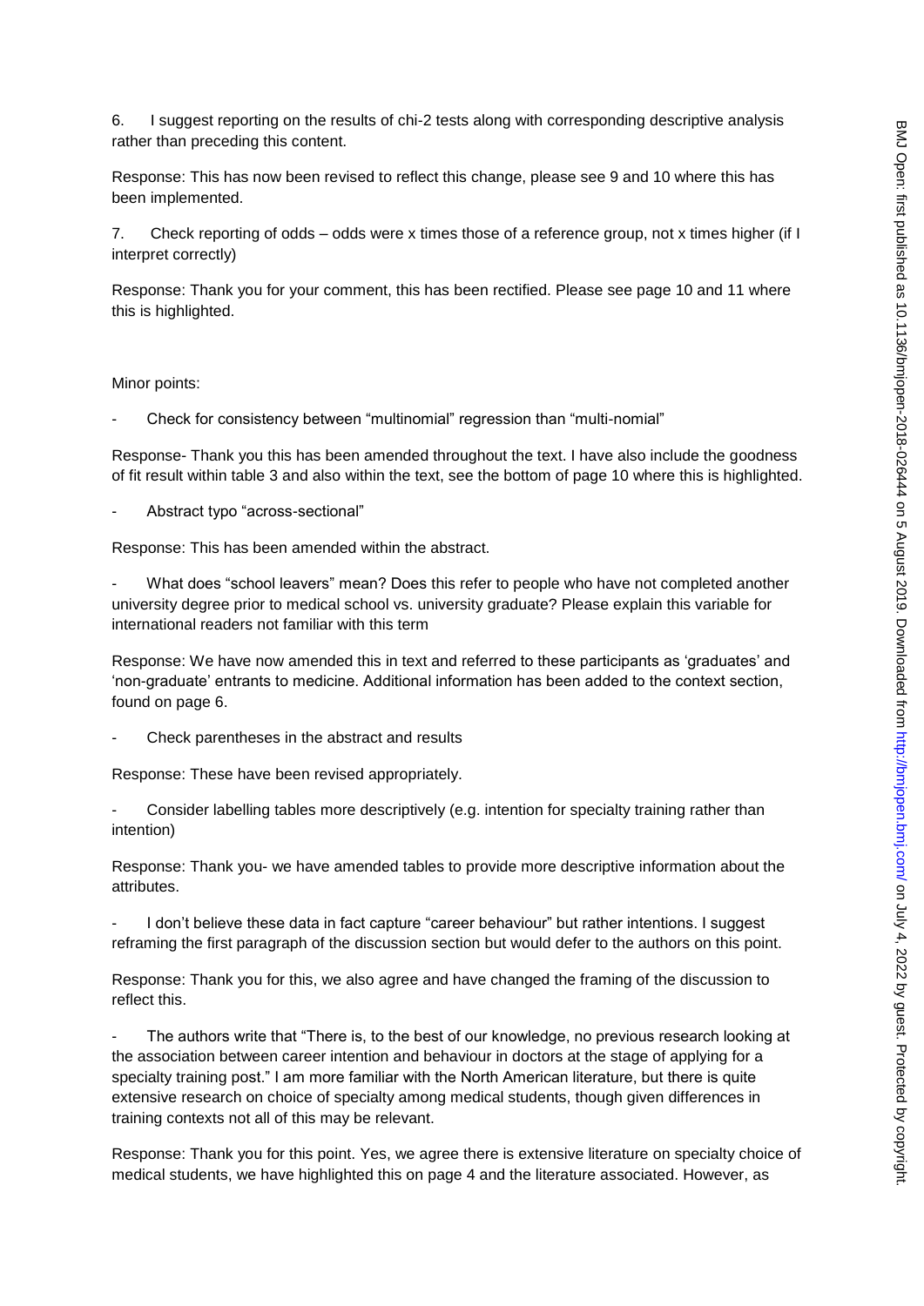6. I suggest reporting on the results of chi-2 tests along with corresponding descriptive analysis rather than preceding this content.

Response: This has now been revised to reflect this change, please see 9 and 10 where this has been implemented.

7. Check reporting of odds – odds were x times those of a reference group, not x times higher (if I interpret correctly)

Response: Thank you for your comment, this has been rectified. Please see page 10 and 11 where this is highlighted.

Minor points:

- Check for consistency between "multinomial" regression than "multi-nomial"

Response- Thank you this has been amended throughout the text. I have also include the goodness of fit result within table 3 and also within the text, see the bottom of page 10 where this is highlighted.

- Abstract typo "across-sectional"

Response: This has been amended within the abstract.

- What does "school leavers" mean? Does this refer to people who have not completed another university degree prior to medical school vs. university graduate? Please explain this variable for international readers not familiar with this term

Response: We have now amended this in text and referred to these participants as 'graduates' and 'non-graduate' entrants to medicine. Additional information has been added to the context section, found on page 6.

- Check parentheses in the abstract and results

Response: These have been revised appropriately.

- Consider labelling tables more descriptively (e.g. intention for specialty training rather than intention)

Response: Thank you- we have amended tables to provide more descriptive information about the attributes.

- I don't believe these data in fact capture "career behaviour" but rather intentions. I suggest reframing the first paragraph of the discussion section but would defer to the authors on this point.

Response: Thank you for this, we also agree and have changed the framing of the discussion to reflect this.

- The authors write that "There is, to the best of our knowledge, no previous research looking at the association between career intention and behaviour in doctors at the stage of applying for a specialty training post." I am more familiar with the North American literature, but there is quite extensive research on choice of specialty among medical students, though given differences in training contexts not all of this may be relevant.

Response: Thank you for this point. Yes, we agree there is extensive literature on specialty choice of medical students, we have highlighted this on page 4 and the literature associated. However, as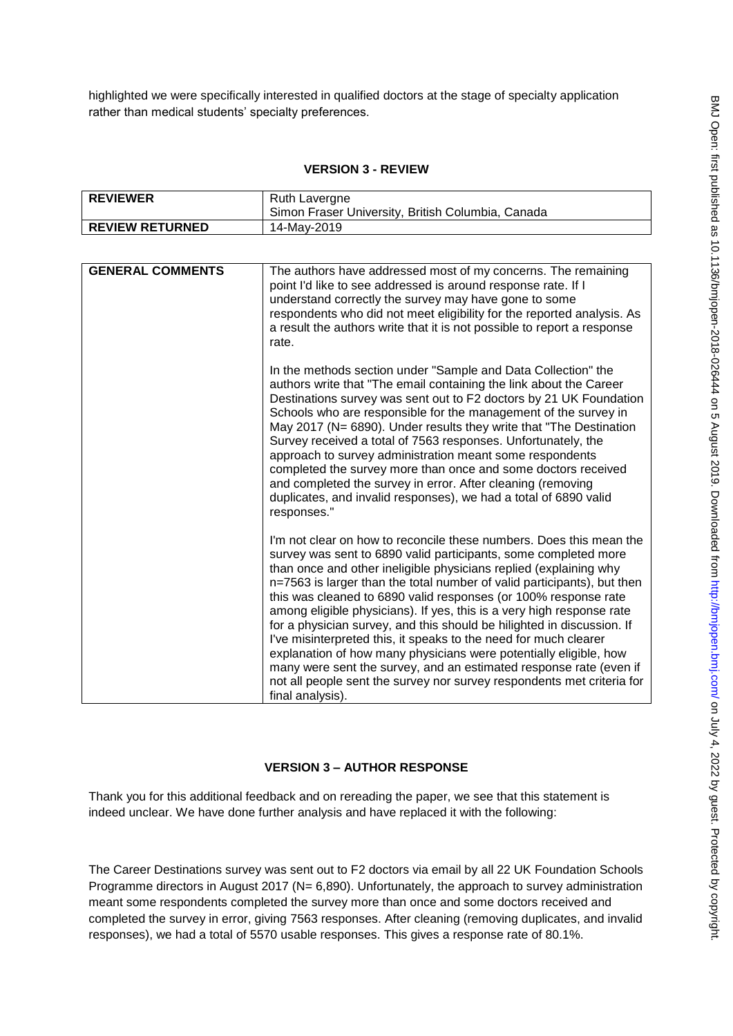highlighted we were specifically interested in qualified doctors at the stage of specialty application rather than medical students' specialty preferences.

## VERSION 3 - REVIEW

| REVIEWER | Ruth Lavergne<br>Simon Fraser University, British Columbia, Canada |
| --- | --- |
| REVIEW RETURNED | 14-May-2019 |

| GENERAL COMMENTS | The authors have addressed most of my concerns. The remaining point I'd like to see addressed is around response rate. If I understand correctly the survey may have gone to some respondents who did not meet eligibility for the reported analysis. As a result the authors write that it is not possible to report a response rate.<br><br>In the methods section under "Sample and Data Collection" the authors write that "The email containing the link about the Career Destinations survey was sent out to F2 doctors by 21 UK Foundation Schools who are responsible for the management of the survey in May 2017 (N= 6890). Under results they write that "The Destination Survey received a total of 7563 responses. Unfortunately, the approach to survey administration meant some respondents completed the survey more than once and some doctors received and completed the survey in error. After cleaning (removing duplicates, and invalid responses), we had a total of 6890 valid responses."<br><br>I'm not clear on how to reconcile these numbers. Does this mean the survey was sent to 6890 valid participants, some completed more than once and other ineligible physicians replied (explaining why n=7563 is larger than the total number of valid participants), but then this was cleaned to 6890 valid responses (or 100% response rate among eligible physicians). If yes, this is a very high response rate for a physician survey, and this should be hilighted in discussion. If I've misinterpreted this, it speaks to the need for much clearer explanation of how many physicians were potentially eligible, how many were sent the survey, and an estimated response rate (even if not all people sent the survey nor survey respondents met criteria for final analysis). |
| --- | --- |

## VERSION 3 – AUTHOR RESPONSE

Thank you for this additional feedback and on rereading the paper, we see that this statement is indeed unclear. We have done further analysis and have replaced it with the following:

The Career Destinations survey was sent out to F2 doctors via email by all 22 UK Foundation Schools Programme directors in August 2017 (N= 6,890). Unfortunately, the approach to survey administration meant some respondents completed the survey more than once and some doctors received and completed the survey in error, giving 7563 responses. After cleaning (removing duplicates, and invalid responses), we had a total of 5570 usable responses. This gives a response rate of 80.1%.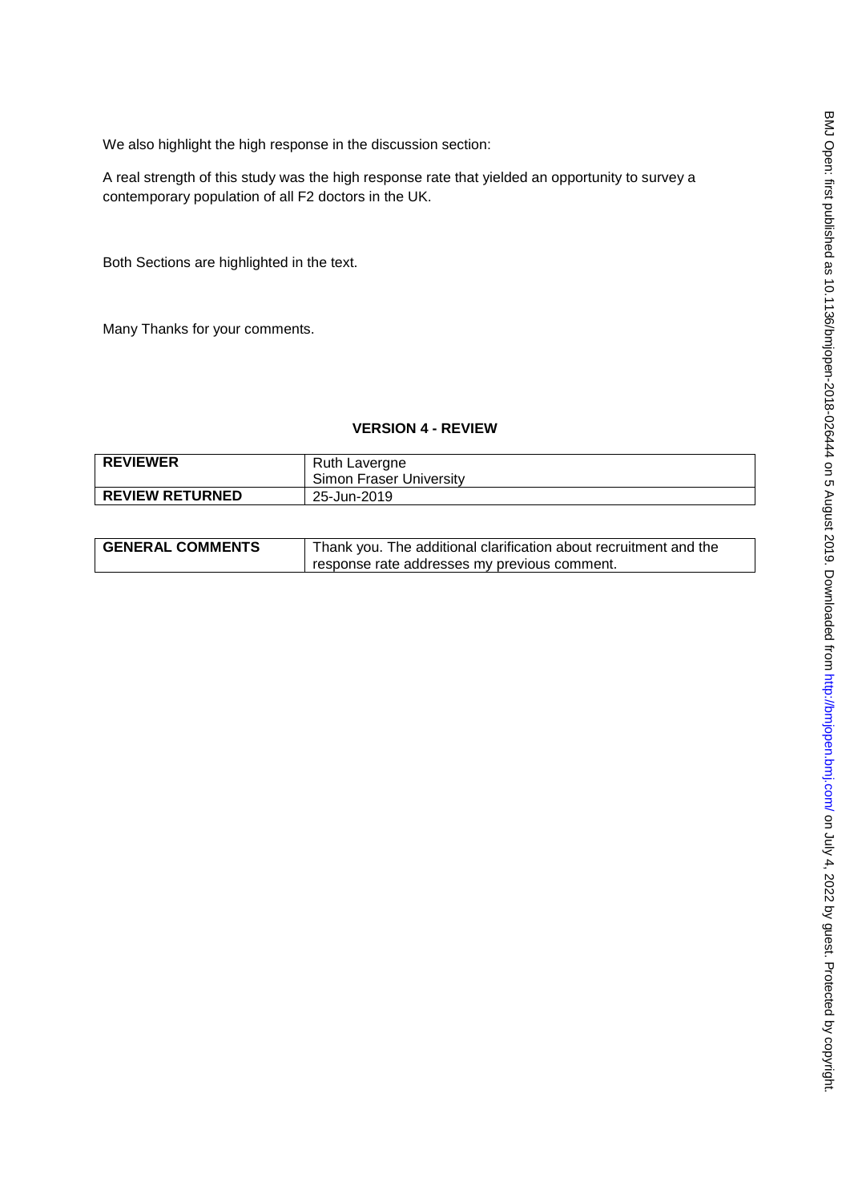We also highlight the high response in the discussion section:

A real strength of this study was the high response rate that yielded an opportunity to survey a contemporary population of all F2 doctors in the UK.

Both Sections are highlighted in the text.

Many Thanks for your comments.

**VERSION 4 - REVIEW**

| | |
|---|---|
| **REVIEWER** | Ruth Lavergne<br>Simon Fraser University |
| **REVIEW RETURNED** | 25-Jun-2019 |

| | |
|---|---|
| **GENERAL COMMENTS** | Thank you. The additional clarification about recruitment and the response rate addresses my previous comment. |